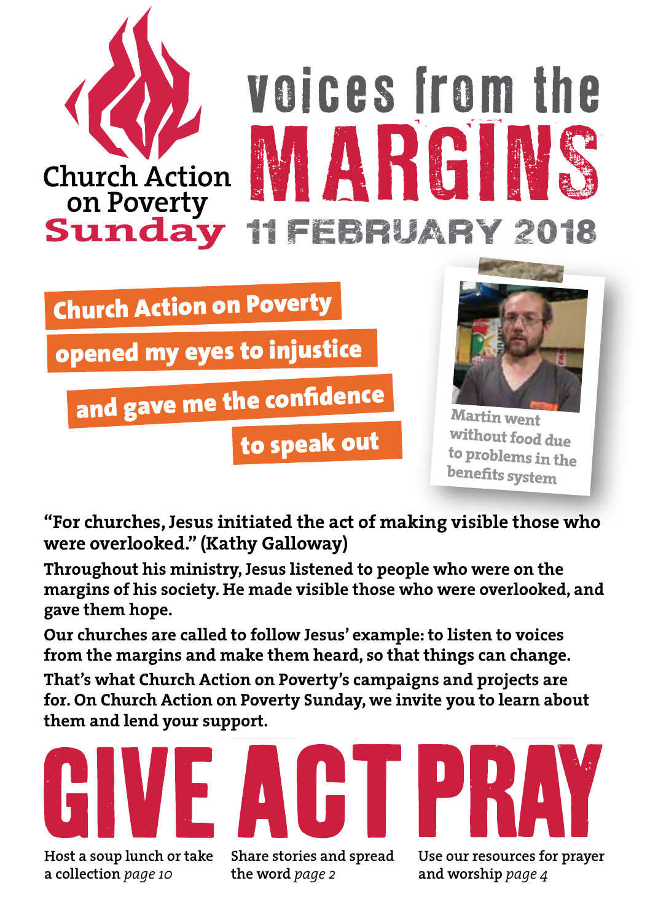Church Action on Poverty **Sunday**

# voices from the MARGINS

## 11 FEBRUARY 2018

**Church Action on Poverty opened my eyes to injustice and gave me the confidence to speak out**

Martin went without food due to problems in the benefits system

**"For churches, Jesus initiated the act of making visible those who were overlooked." (Kathy Galloway)**

**Throughout his ministry, Jesus listened to people who were on the margins of his society. He made visible those who were overlooked, and gave them hope.**

**Our churches are called to follow Jesus' example: to listen to voices from the margins and make them heard, so that things can change.**

**That's what Church Action on Poverty's campaigns and projects are for. On Church Action on Poverty Sunday, we invite you to learn about them and lend your support.**

## GIVE

Host a soup lunch or take a collection *page 10*

## ACT

Share stories and spread the word *page 2*

## PRAY

Use our resources for prayer and worship *page 4*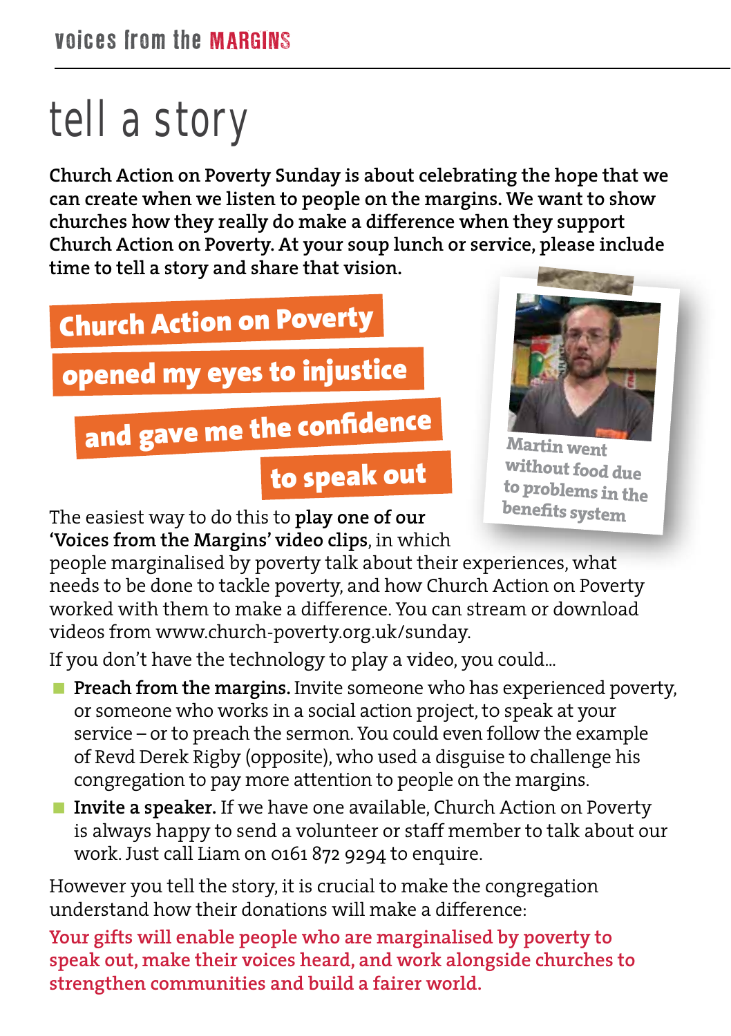# tell a story

**Church Action on Poverty Sunday is about celebrating the hope that we can create when we listen to people on the margins. We want to show churches how they really do make a difference when they support Church Action on Poverty. At your soup lunch or service, please include time to tell a story and share that vision.**

**Church Action on Poverty opened my eyes to injustice and gave me the confidence to speak out**

Martin went without food due to problems in the benefits system

The easiest way to do this to **play one of our 'Voices from the Margins' video clips**, in which people marginalised by poverty talk about their experiences, what needs to be done to tackle poverty, and how Church Action on Poverty worked with them to make a difference. You can stream or download videos from www.church-poverty.org.uk/sunday.

If you don't have the technology to play a video, you could...

- **Preach from the margins.** Invite someone who has experienced poverty, or someone who works in a social action project, to speak at your service – or to preach the sermon. You could even follow the example of Revd Derek Rigby (opposite), who used a disguise to challenge his congregation to pay more attention to people on the margins.
- **Invite a speaker.** If we have one available, Church Action on Poverty is always happy to send a volunteer or staff member to talk about our work. Just call Liam on 0161 872 9294 to enquire.

However you tell the story, it is crucial to make the congregation understand how their donations will make a difference:

**Your gifts will enable people who are marginalised by poverty to speak out, make their voices heard, and work alongside churches to strengthen communities and build a fairer world.**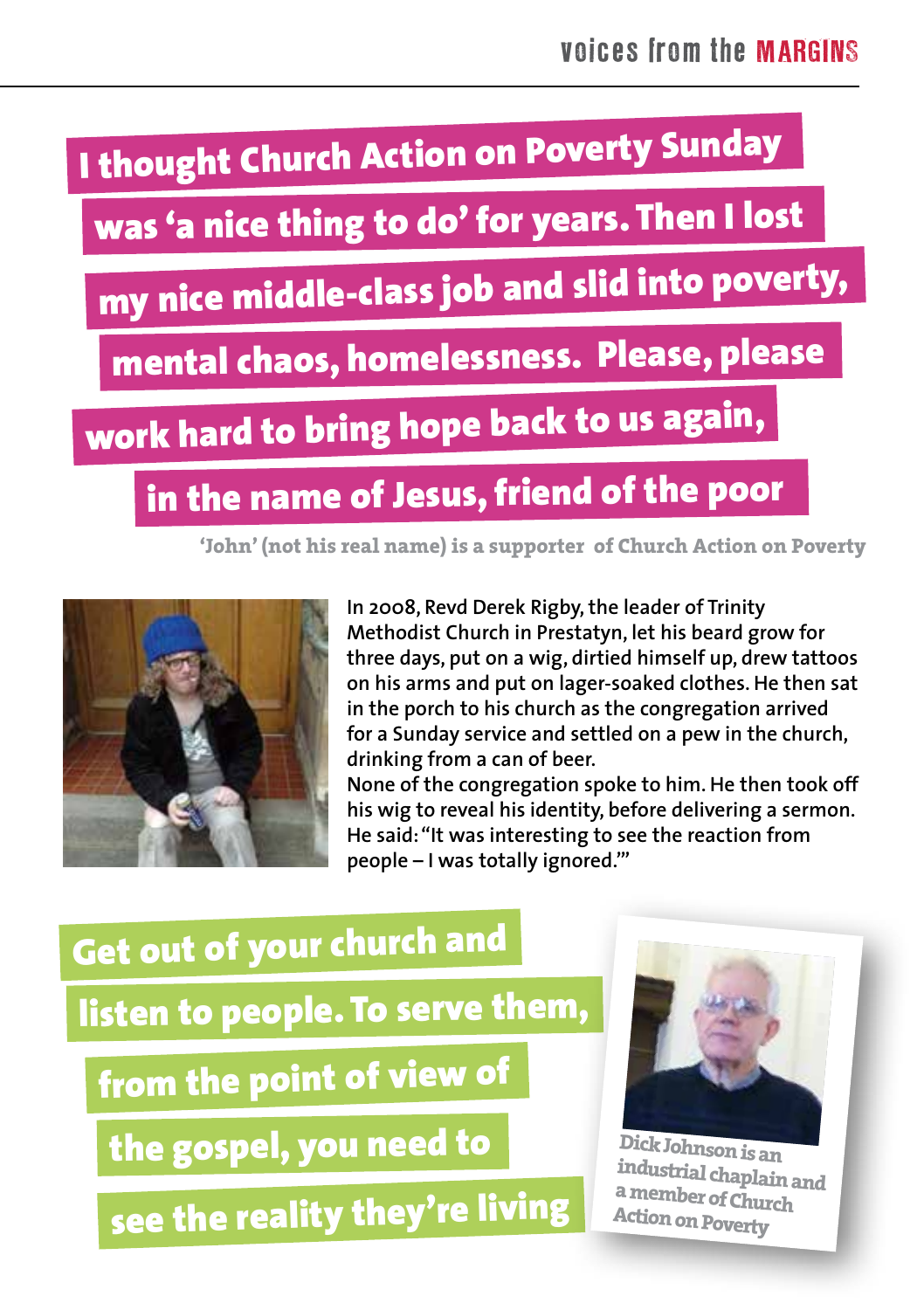**I thought Church Action on Poverty Sunday was 'a nice thing to do' for years. Then I lost my nice middle-class job and slid into poverty, mental chaos, homelessness. Please, please work hard to bring hope back to us again, in the name of Jesus, friend of the poor**

'John' (not his real name) is a supporter of Church Action on Poverty

In 2008, Revd Derek Rigby, the leader of Trinity Methodist Church in Prestatyn, let his beard grow for three days, put on a wig, dirtied himself up, drew tattoos on his arms and put on lager-soaked clothes. He then sat in the porch to his church as the congregation arrived for a Sunday service and settled on a pew in the church, drinking from a can of beer.

None of the congregation spoke to him. He then took off his wig to reveal his identity, before delivering a sermon. He said: "It was interesting to see the reaction from people – I was totally ignored.'"

**Get out of your church and listen to people. To serve them, from the point of view of the gospel, you need to see the reality they're living**

Dick Johnson is an industrial chaplain and a member of Church Action on Poverty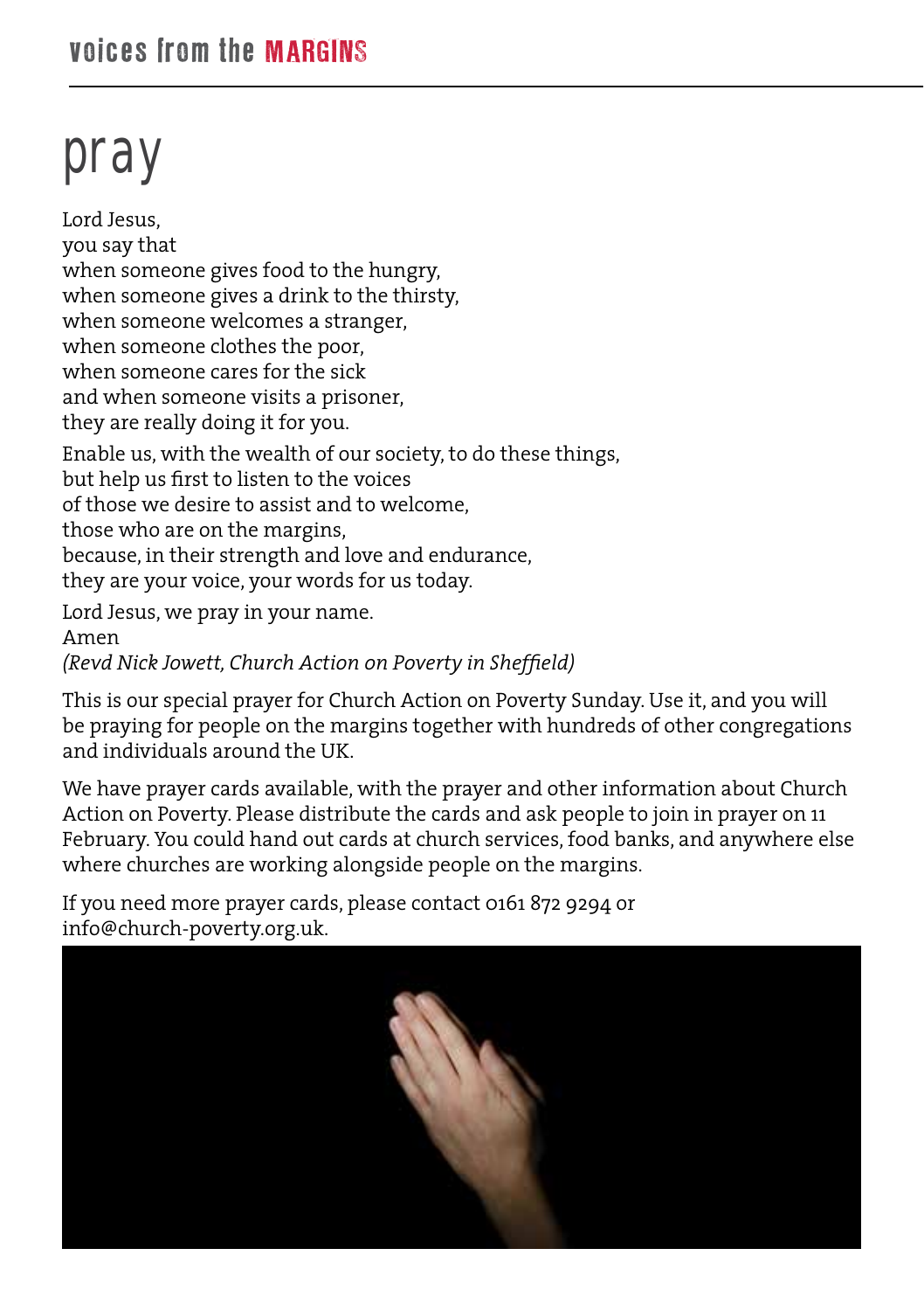# pray

Lord Jesus,
you say that
when someone gives food to the hungry,
when someone gives a drink to the thirsty,
when someone welcomes a stranger,
when someone clothes the poor,
when someone cares for the sick
and when someone visits a prisoner,
they are really doing it for you.

Enable us, with the wealth of our society, to do these things,
but help us first to listen to the voices
of those we desire to assist and to welcome,
those who are on the margins,
because, in their strength and love and endurance,
they are your voice, your words for us today.

Lord Jesus, we pray in your name.
Amen
*(Revd Nick Jowett, Church Action on Poverty in Sheffield)*

This is our special prayer for Church Action on Poverty Sunday. Use it, and you will be praying for people on the margins together with hundreds of other congregations and individuals around the UK.

We have prayer cards available, with the prayer and other information about Church Action on Poverty. Please distribute the cards and ask people to join in prayer on 11 February. You could hand out cards at church services, food banks, and anywhere else where churches are working alongside people on the margins.

If you need more prayer cards, please contact 0161 872 9294 or info@church-poverty.org.uk.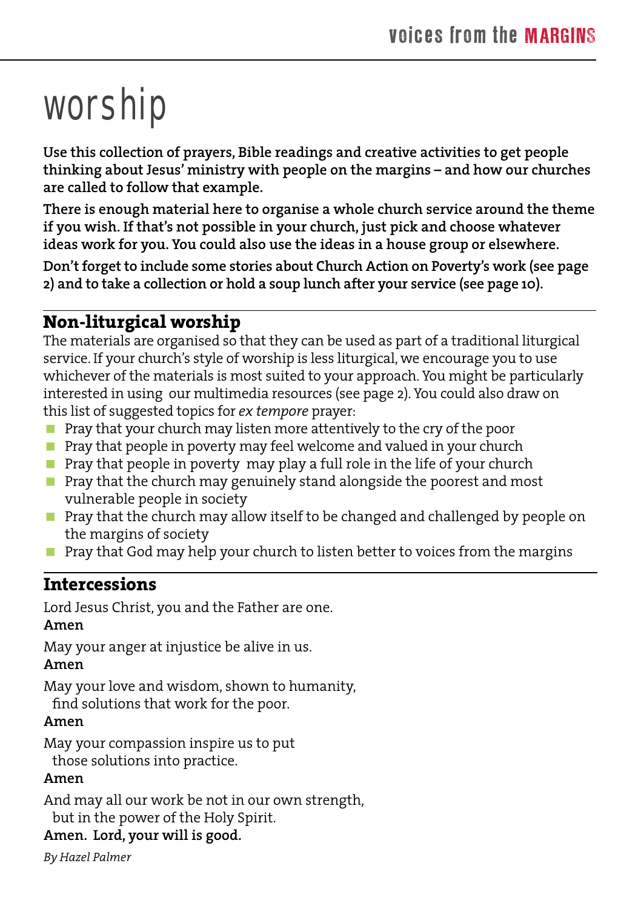# worship

**Use this collection of prayers, Bible readings and creative activities to get people thinking about Jesus' ministry with people on the margins – and how our churches are called to follow that example.**

**There is enough material here to organise a whole church service around the theme if you wish. If that's not possible in your church, just pick and choose whatever ideas work for you. You could also use the ideas in a house group or elsewhere.**

**Don't forget to include some stories about Church Action on Poverty's work (see page 2) and to take a collection or hold a soup lunch after your service (see page 10).**

## Non-liturgical worship

The materials are organised so that they can be used as part of a traditional liturgical service. If your church's style of worship is less liturgical, we encourage you to use whichever of the materials is most suited to your approach. You might be particularly interested in using our multimedia resources (see page 2). You could also draw on this list of suggested topics for *ex tempore* prayer:

- Pray that your church may listen more attentively to the cry of the poor
- Pray that people in poverty may feel welcome and valued in your church
- Pray that people in poverty may play a full role in the life of your church
- Pray that the church may genuinely stand alongside the poorest and most vulnerable people in society
- Pray that the church may allow itself to be changed and challenged by people on the margins of society
- Pray that God may help your church to listen better to voices from the margins

## Intercessions

Lord Jesus Christ, you and the Father are one.
**Amen**

May your anger at injustice be alive in us.
**Amen**

May your love and wisdom, shown to humanity,
find solutions that work for the poor.
**Amen**

May your compassion inspire us to put
those solutions into practice.
**Amen**

And may all our work be not in our own strength,
but in the power of the Holy Spirit.
**Amen. Lord, your will is good.**

*By Hazel Palmer*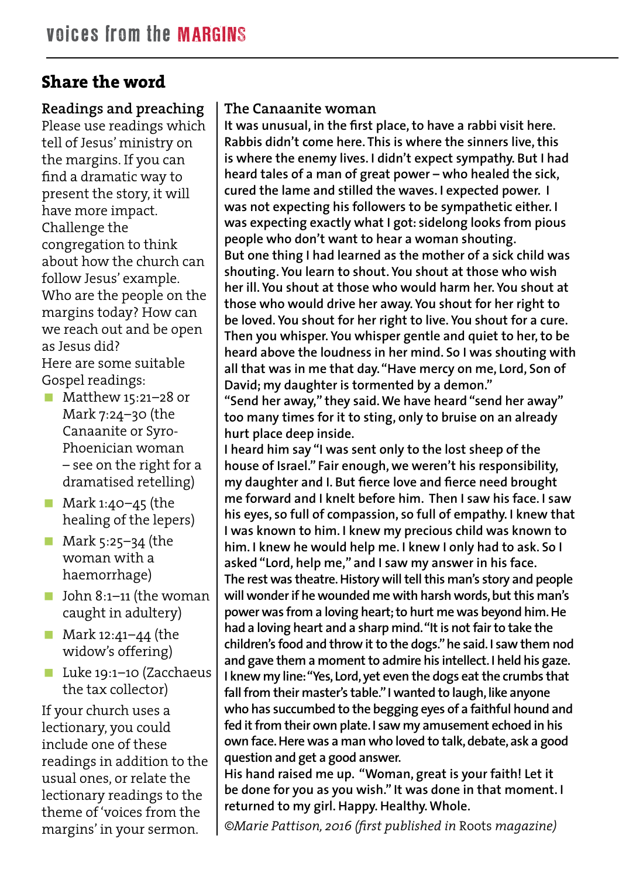## Share the word

### Readings and preaching

Please use readings which tell of Jesus' ministry on the margins. If you can find a dramatic way to present the story, it will have more impact. Challenge the congregation to think about how the church can follow Jesus' example. Who are the people on the margins today? How can we reach out and be open as Jesus did?

Here are some suitable Gospel readings:

- Matthew 15:21–28 or Mark 7:24–30 (the Canaanite or Syro-Phoenician woman – see on the right for a dramatised retelling)
- Mark 1:40–45 (the healing of the lepers)
- Mark 5:25–34 (the woman with a haemorrhage)
- John 8:1–11 (the woman caught in adultery)
- Mark 12:41–44 (the widow's offering)
- Luke 19:1–10 (Zacchaeus the tax collector)

If your church uses a lectionary, you could include one of these readings in addition to the usual ones, or relate the lectionary readings to the theme of 'voices from the margins' in your sermon.

### The Canaanite woman

It was unusual, in the first place, to have a rabbi visit here. Rabbis didn't come here. This is where the sinners live, this is where the enemy lives. I didn't expect sympathy. But I had heard tales of a man of great power – who healed the sick, cured the lame and stilled the waves. I expected power. I was not expecting his followers to be sympathetic either. I was expecting exactly what I got: sidelong looks from pious people who don't want to hear a woman shouting.

But one thing I had learned as the mother of a sick child was shouting. You learn to shout. You shout at those who wish her ill. You shout at those who would harm her. You shout at those who would drive her away. You shout for her right to be loved. You shout for her right to live. You shout for a cure. Then you whisper. You whisper gentle and quiet to her, to be heard above the loudness in her mind. So I was shouting with all that was in me that day. "Have mercy on me, Lord, Son of David; my daughter is tormented by a demon."

"Send her away," they said. We have heard "send her away" too many times for it to sting, only to bruise on an already hurt place deep inside.

I heard him say "I was sent only to the lost sheep of the house of Israel." Fair enough, we weren't his responsibility, my daughter and I. But fierce love and fierce need brought me forward and I knelt before him. Then I saw his face. I saw his eyes, so full of compassion, so full of empathy. I knew that I was known to him. I knew my precious child was known to him. I knew he would help me. I knew I only had to ask. So I asked "Lord, help me," and I saw my answer in his face.

The rest was theatre. History will tell this man's story and people will wonder if he wounded me with harsh words, but this man's power was from a loving heart; to hurt me was beyond him. He had a loving heart and a sharp mind. "It is not fair to take the children's food and throw it to the dogs." he said. I saw them nod and gave them a moment to admire his intellect. I held his gaze. I knew my line: "Yes, Lord, yet even the dogs eat the crumbs that fall from their master's table." I wanted to laugh, like anyone who has succumbed to the begging eyes of a faithful hound and fed it from their own plate. I saw my amusement echoed in his own face. Here was a man who loved to talk, debate, ask a good question and get a good answer.

His hand raised me up. "Woman, great is your faith! Let it be done for you as you wish." It was done in that moment. I returned to my girl. Happy. Healthy. Whole.

*©Marie Pattison, 2016 (first published in* Roots *magazine)*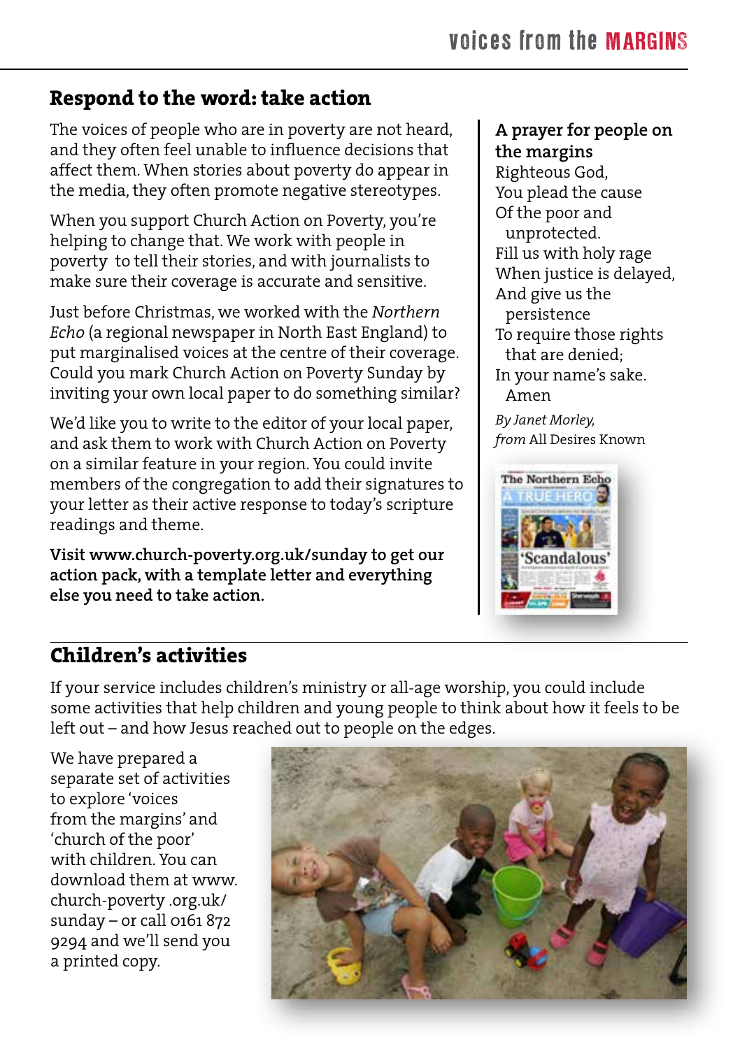## Respond to the word: take action

The voices of people who are in poverty are not heard, and they often feel unable to influence decisions that affect them. When stories about poverty do appear in the media, they often promote negative stereotypes.

When you support Church Action on Poverty, you're helping to change that. We work with people in poverty to tell their stories, and with journalists to make sure their coverage is accurate and sensitive.

Just before Christmas, we worked with the *Northern Echo* (a regional newspaper in North East England) to put marginalised voices at the centre of their coverage. Could you mark Church Action on Poverty Sunday by inviting your own local paper to do something similar?

We'd like you to write to the editor of your local paper, and ask them to work with Church Action on Poverty on a similar feature in your region. You could invite members of the congregation to add their signatures to your letter as their active response to today's scripture readings and theme.

**Visit www.church-poverty.org.uk/sunday to get our action pack, with a template letter and everything else you need to take action.**

**A prayer for people on the margins**

Righteous God,
You plead the cause
Of the poor and
unprotected.
Fill us with holy rage
When justice is delayed,
And give us the
persistence
To require those rights
that are denied;
In your name's sake.
Amen

*By Janet Morley, from* All Desires Known

## Children's activities

If your service includes children's ministry or all-age worship, you could include some activities that help children and young people to think about how it feels to be left out – and how Jesus reached out to people on the edges.

We have prepared a separate set of activities to explore 'voices from the margins' and 'church of the poor' with children. You can download them at www.church-poverty .org.uk/sunday – or call 0161 872 9294 and we'll send you a printed copy.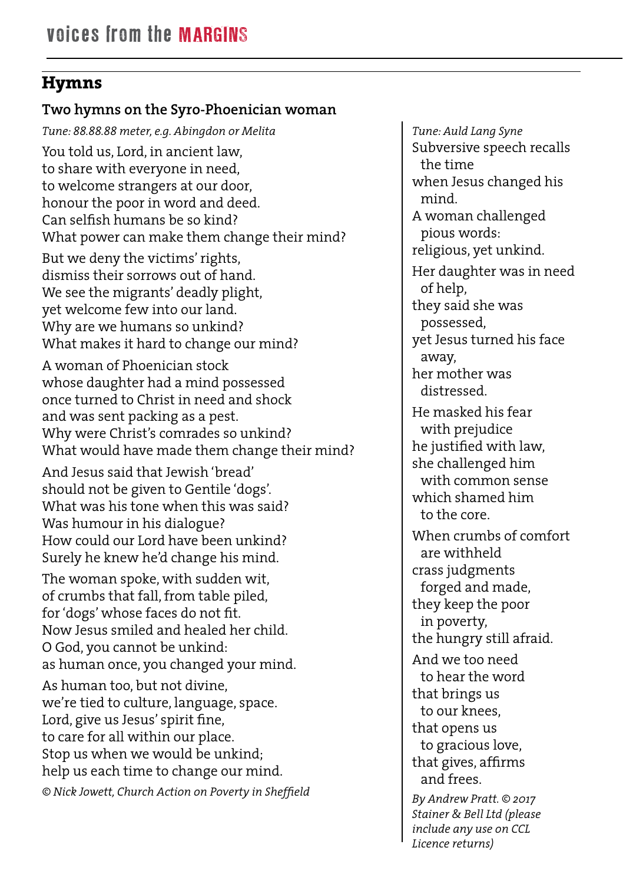## Hymns

### Two hymns on the Syro-Phoenician woman

*Tune: 88.88.88 meter, e.g. Abingdon or Melita*

You told us, Lord, in ancient law,
to share with everyone in need,
to welcome strangers at our door,
honour the poor in word and deed.
Can selfish humans be so kind?
What power can make them change their mind?

But we deny the victims' rights,
dismiss their sorrows out of hand.
We see the migrants' deadly plight,
yet welcome few into our land.
Why are we humans so unkind?
What makes it hard to change our mind?

A woman of Phoenician stock
whose daughter had a mind possessed
once turned to Christ in need and shock
and was sent packing as a pest.
Why were Christ's comrades so unkind?
What would have made them change their mind?

And Jesus said that Jewish 'bread'
should not be given to Gentile 'dogs'.
What was his tone when this was said?
Was humour in his dialogue?
How could our Lord have been unkind?
Surely he knew he'd change his mind.

The woman spoke, with sudden wit,
of crumbs that fall, from table piled,
for 'dogs' whose faces do not fit.
Now Jesus smiled and healed her child.
O God, you cannot be unkind:
as human once, you changed your mind.

As human too, but not divine,
we're tied to culture, language, space.
Lord, give us Jesus' spirit fine,
to care for all within our place.
Stop us when we would be unkind;
help us each time to change our mind.

*© Nick Jowett, Church Action on Poverty in Sheffield*

*Tune: Auld Lang Syne*

Subversive speech recalls
the time
when Jesus changed his
mind.
A woman challenged
pious words:
religious, yet unkind.

Her daughter was in need
of help,
they said she was
possessed,
yet Jesus turned his face
away,
her mother was
distressed.

He masked his fear
with prejudice
he justified with law,
she challenged him
with common sense
which shamed him
to the core.

When crumbs of comfort
are withheld
crass judgments
forged and made,
they keep the poor
in poverty,
the hungry still afraid.

And we too need
to hear the word
that brings us
to our knees,
that opens us
to gracious love,
that gives, affirms
and frees.

*By Andrew Pratt. © 2017 Stainer & Bell Ltd (please include any use on CCL Licence returns)*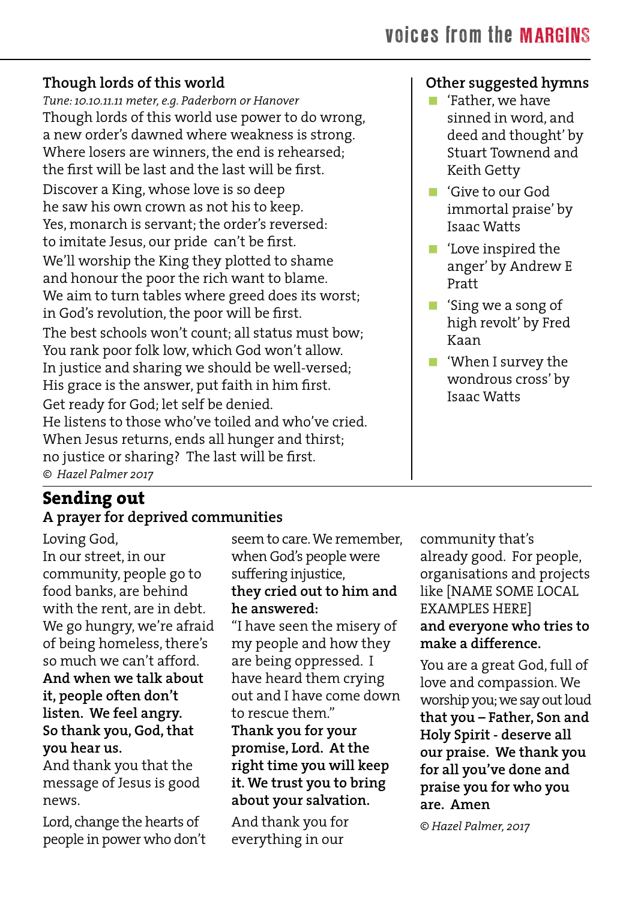### Though lords of this world

*Tune: 10.10.11.11 meter, e.g. Paderborn or Hanover*

Though lords of this world use power to do wrong,
a new order's dawned where weakness is strong.
Where losers are winners, the end is rehearsed;
the first will be last and the last will be first.

Discover a King, whose love is so deep
he saw his own crown as not his to keep.
Yes, monarch is servant; the order's reversed:
to imitate Jesus, our pride can't be first.

We'll worship the King they plotted to shame
and honour the poor the rich want to blame.
We aim to turn tables where greed does its worst;
in God's revolution, the poor will be first.

The best schools won't count; all status must bow;
You rank poor folk low, which God won't allow.
In justice and sharing we should be well-versed;
His grace is the answer, put faith in him first.

Get ready for God; let self be denied.
He listens to those who've toiled and who've cried.
When Jesus returns, ends all hunger and thirst;
no justice or sharing? The last will be first.

*© Hazel Palmer 2017*

### Other suggested hymns

- 'Father, we have sinned in word, and deed and thought' by Stuart Townend and Keith Getty
- 'Give to our God immortal praise' by Isaac Watts
- 'Love inspired the anger' by Andrew E Pratt
- 'Sing we a song of high revolt' by Fred Kaan
- 'When I survey the wondrous cross' by Isaac Watts

## Sending out

### A prayer for deprived communities

Loving God,
In our street, in our community, people go to food banks, are behind with the rent, are in debt. We go hungry, we're afraid of being homeless, there's so much we can't afford.
**And when we talk about it, people often don't listen. We feel angry.**
**So thank you, God, that you hear us.**
And thank you that the message of Jesus is good news.

Lord, change the hearts of people in power who don't seem to care. We remember, when God's people were suffering injustice,
**they cried out to him and he answered:**
"I have seen the misery of my people and how they are being oppressed. I have heard them crying out and I have come down to rescue them."
**Thank you for your promise, Lord. At the right time you will keep it. We trust you to bring about your salvation.**

And thank you for everything in our community that's already good. For people, organisations and projects like [NAME SOME LOCAL EXAMPLES HERE]
**and everyone who tries to make a difference.**

You are a great God, full of love and compassion. We worship you; we say out loud **that you – Father, Son and Holy Spirit - deserve all our praise. We thank you for all you've done and praise you for who you are. Amen**

*© Hazel Palmer, 2017*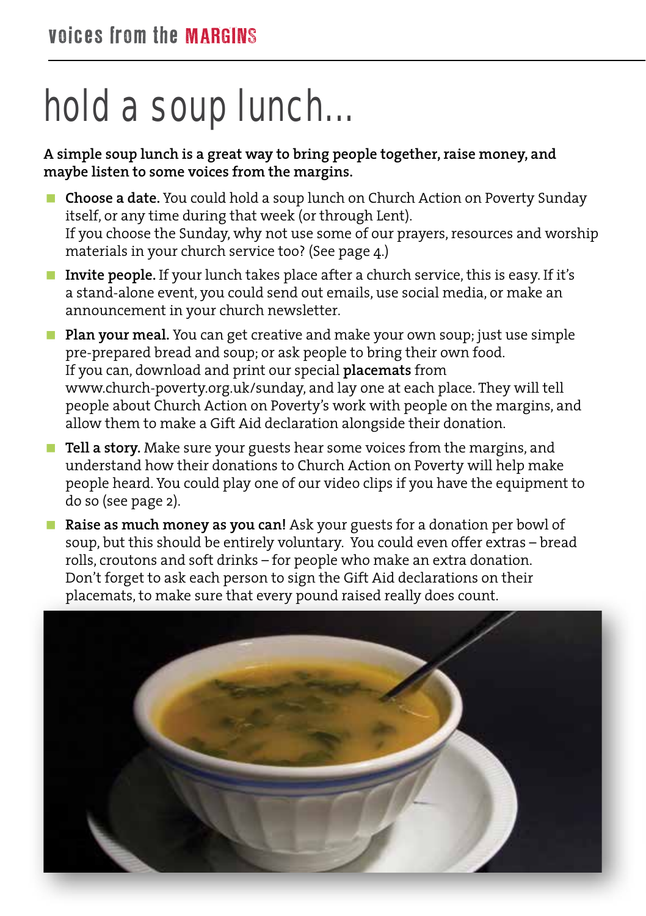# hold a soup lunch...

**A simple soup lunch is a great way to bring people together, raise money, and maybe listen to some voices from the margins.**

- **Choose a date.** You could hold a soup lunch on Church Action on Poverty Sunday itself, or any time during that week (or through Lent).
  If you choose the Sunday, why not use some of our prayers, resources and worship materials in your church service too? (See page 4.)
- **Invite people.** If your lunch takes place after a church service, this is easy. If it's a stand-alone event, you could send out emails, use social media, or make an announcement in your church newsletter.
- **Plan your meal.** You can get creative and make your own soup; just use simple pre-prepared bread and soup; or ask people to bring their own food.
  If you can, download and print our special **placemats** from www.church-poverty.org.uk/sunday, and lay one at each place. They will tell people about Church Action on Poverty's work with people on the margins, and allow them to make a Gift Aid declaration alongside their donation.
- **Tell a story.** Make sure your guests hear some voices from the margins, and understand how their donations to Church Action on Poverty will help make people heard. You could play one of our video clips if you have the equipment to do so (see page 2).
- **Raise as much money as you can!** Ask your guests for a donation per bowl of soup, but this should be entirely voluntary. You could even offer extras – bread rolls, croutons and soft drinks – for people who make an extra donation.
  Don't forget to ask each person to sign the Gift Aid declarations on their placemats, to make sure that every pound raised really does count.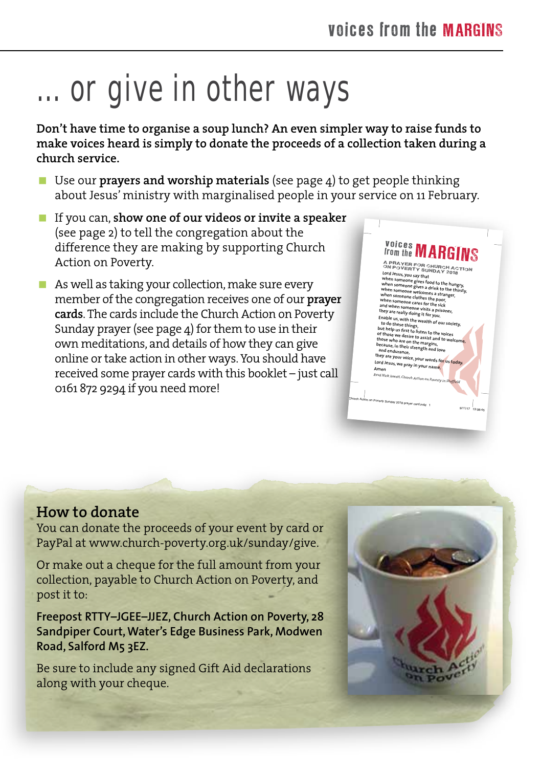# … or give in other ways

**Don't have time to organise a soup lunch? An even simpler way to raise funds to make voices heard is simply to donate the proceeds of a collection taken during a church service.**

- Use our **prayers and worship materials** (see page 4) to get people thinking about Jesus' ministry with marginalised people in your service on 11 February.
- If you can, **show one of our videos or invite a speaker** (see page 2) to tell the congregation about the difference they are making by supporting Church Action on Poverty.
- As well as taking your collection, make sure every member of the congregation receives one of our **prayer cards**. The cards include the Church Action on Poverty Sunday prayer (see page 4) for them to use in their own meditations, and details of how they can give online or take action in other ways. You should have received some prayer cards with this booklet – just call 0161 872 9294 if you need more!

## How to donate

You can donate the proceeds of your event by card or PayPal at www.church-poverty.org.uk/sunday/give.

Or make out a cheque for the full amount from your collection, payable to Church Action on Poverty, and post it to:

**Freepost RTTY–JGEE–JJEZ, Church Action on Poverty, 28 Sandpiper Court, Water's Edge Business Park, Modwen Road, Salford M5 3EZ.**

Be sure to include any signed Gift Aid declarations along with your cheque.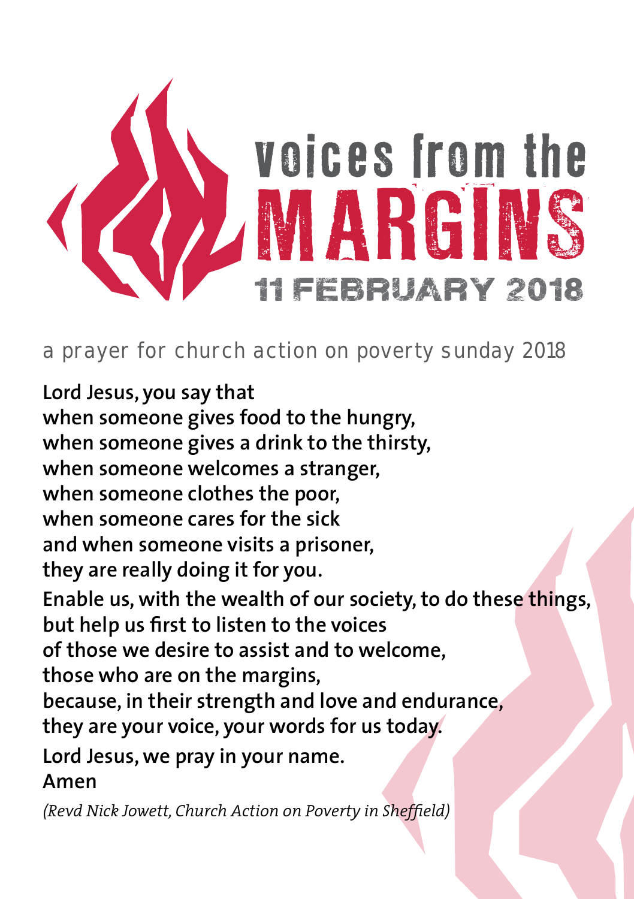# voices from the MARGINS

11 FEBRUARY 2018

a prayer for church action on poverty sunday 2018

**Lord Jesus, you say that**
**when someone gives food to the hungry,**
**when someone gives a drink to the thirsty,**
**when someone welcomes a stranger,**
**when someone clothes the poor,**
**when someone cares for the sick**
**and when someone visits a prisoner,**
**they are really doing it for you.**

**Enable us, with the wealth of our society, to do these things,**
**but help us first to listen to the voices**
**of those we desire to assist and to welcome,**
**those who are on the margins,**
**because, in their strength and love and endurance,**
**they are your voice, your words for us today.**

**Lord Jesus, we pray in your name.**
**Amen**

*(Revd Nick Jowett, Church Action on Poverty in Sheffield)*